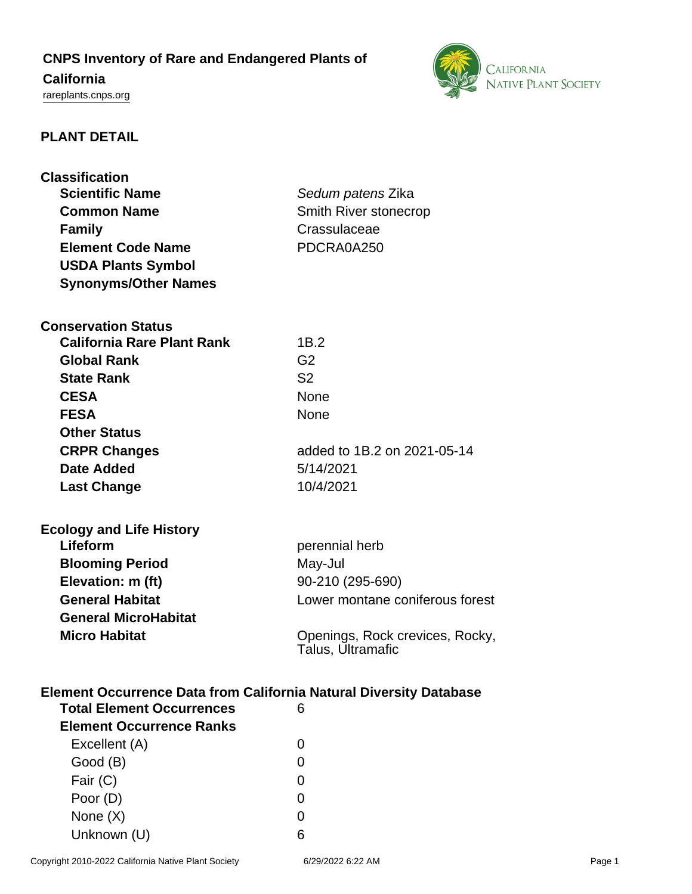# CNPS Inventory of Rare and Endangered Plants of California

rareplants.cnps.org

## PLANT DETAIL

### Classification

| | |
|---|---|
| **Scientific Name** | *Sedum patens* Zika |
| **Common Name** | Smith River stonecrop |
| **Family** | Crassulaceae |
| **Element Code Name** | PDCRA0A250 |
| **USDA Plants Symbol** | |
| **Synonyms/Other Names** | |

### Conservation Status

| | |
|---|---|
| **California Rare Plant Rank** | 1B.2 |
| **Global Rank** | G2 |
| **State Rank** | S2 |
| **CESA** | None |
| **FESA** | None |
| **Other Status** | |
| **CRPR Changes** | added to 1B.2 on 2021-05-14 |
| **Date Added** | 5/14/2021 |
| **Last Change** | 10/4/2021 |

### Ecology and Life History

| | |
|---|---|
| **Lifeform** | perennial herb |
| **Blooming Period** | May-Jul |
| **Elevation: m (ft)** | 90-210 (295-690) |
| **General Habitat** | Lower montane coniferous forest |
| **General MicroHabitat** | |
| **Micro Habitat** | Openings, Rock crevices, Rocky, Talus, Ultramafic |

### Element Occurrence Data from California Natural Diversity Database

| | |
|---|---|
| **Total Element Occurrences** | 6 |
| **Element Occurrence Ranks** | |
| Excellent (A) | 0 |
| Good (B) | 0 |
| Fair (C) | 0 |
| Poor (D) | 0 |
| None (X) | 0 |
| Unknown (U) | 6 |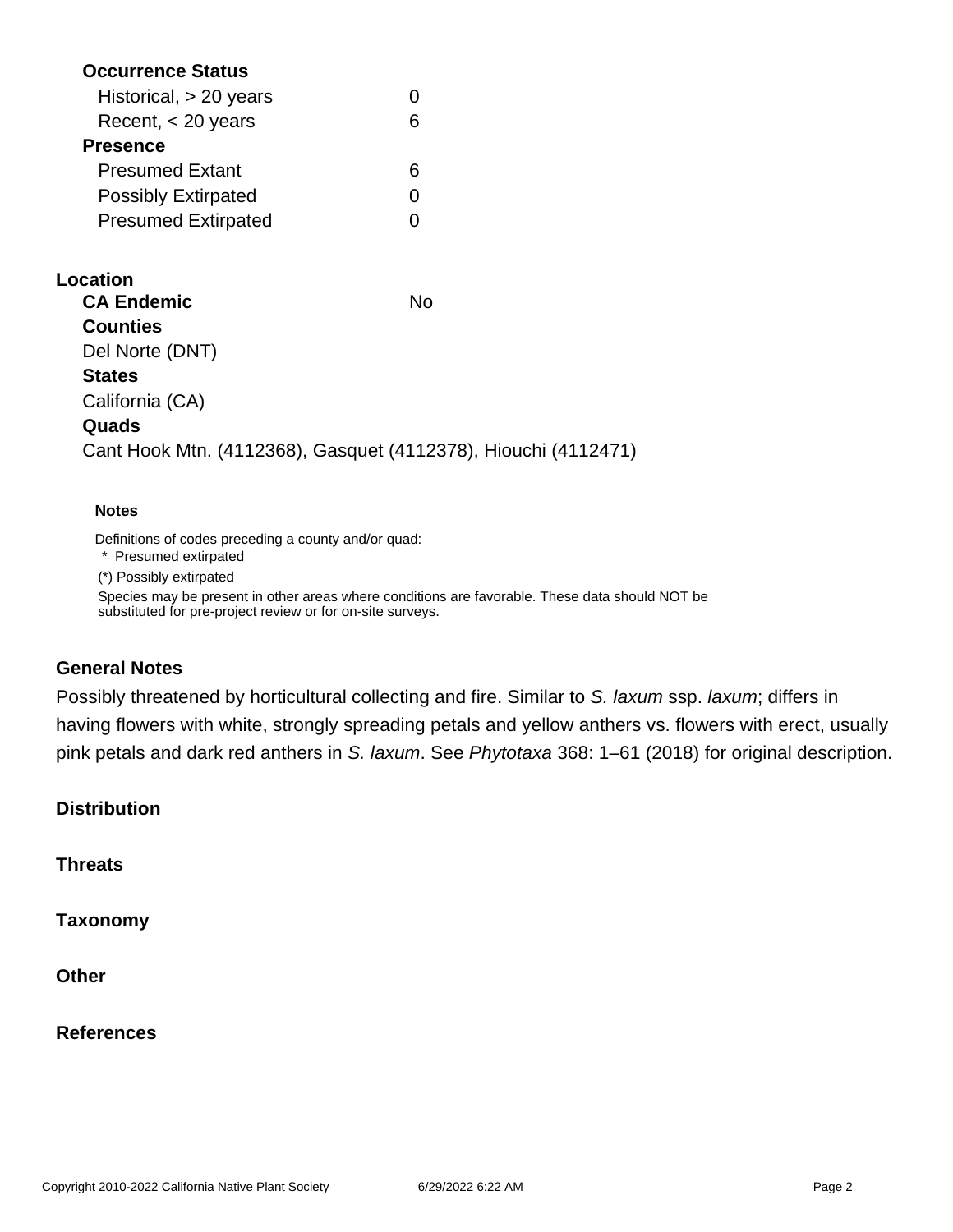**Occurrence Status**

| | |
|---|---|
| Historical, > 20 years | 0 |
| Recent, < 20 years | 6 |

**Presence**

| | |
|---|---|
| Presumed Extant | 6 |
| Possibly Extirpated | 0 |
| Presumed Extirpated | 0 |

## Location

**CA Endemic** No

**Counties**

Del Norte (DNT)

**States**

California (CA)

**Quads**

Cant Hook Mtn. (4112368), Gasquet (4112378), Hiouchi (4112471)

**Notes**

Definitions of codes preceding a county and/or quad:

\* Presumed extirpated

(*) Possibly extirpated

Species may be present in other areas where conditions are favorable. These data should NOT be substituted for pre-project review or for on-site surveys.

## General Notes

Possibly threatened by horticultural collecting and fire. Similar to *S. laxum* ssp. *laxum*; differs in having flowers with white, strongly spreading petals and yellow anthers vs. flowers with erect, usually pink petals and dark red anthers in *S. laxum*. See *Phytotaxa* 368: 1–61 (2018) for original description.

## Distribution

## Threats

## Taxonomy

## Other

## References